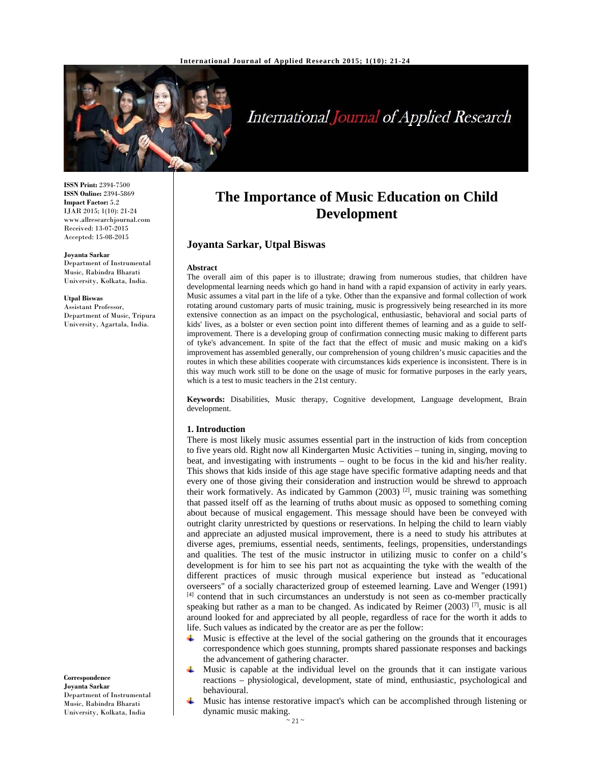# The Importance of Music Education on Child Development

## Joyanta Sarkar, Utpal Biswas

**ISSN Print:** 2394-7500
**ISSN Online:** 2394-5869
**Impact Factor:** 5.2
IJAR 2015; 1(10): 21-24
www.allresearchjournal.com
Received: 13-07-2015
Accepted: 15-08-2015

**Joyanta Sarkar**
Department of Instrumental Music, Rabindra Bharati University, Kolkata, India.

**Utpal Biswas**
Assistant Professor, Department of Music, Tripura University, Agartala, India.

**Correspondence**
**Joyanta Sarkar**
Department of Instrumental Music, Rabindra Bharati University, Kolkata, India

### Abstract

The overall aim of this paper is to illustrate; drawing from numerous studies, that children have developmental learning needs which go hand in hand with a rapid expansion of activity in early years. Music assumes a vital part in the life of a tyke. Other than the expansive and formal collection of work rotating around customary parts of music training, music is progressively being researched in its more extensive connection as an impact on the psychological, enthusiastic, behavioral and social parts of kids' lives, as a bolster or even section point into different themes of learning and as a guide to self-improvement. There is a developing group of confirmation connecting music making to different parts of tyke's advancement. In spite of the fact that the effect of music and music making on a kid's improvement has assembled generally, our comprehension of young children's music capacities and the routes in which these abilities cooperate with circumstances kids experience is inconsistent. There is in this way much work still to be done on the usage of music for formative purposes in the early years, which is a test to music teachers in the 21st century.

**Keywords:** Disabilities, Music therapy, Cognitive development, Language development, Brain development.

### 1. Introduction

There is most likely music assumes essential part in the instruction of kids from conception to five years old. Right now all Kindergarten Music Activities – tuning in, singing, moving to beat, and investigating with instruments – ought to be focus in the kid and his/her reality. This shows that kids inside of this age stage have specific formative adapting needs and that every one of those giving their consideration and instruction would be shrewd to approach their work formatively. As indicated by Gammon (2003) [2], music training was something that passed itself off as the learning of truths about music as opposed to something coming about because of musical engagement. This message should have been conveyed with outright clarity unrestricted by questions or reservations. In helping the child to learn viably and appreciate an adjusted musical improvement, there is a need to study his attributes at diverse ages, premiums, essential needs, sentiments, feelings, propensities, understandings and qualities. The test of the music instructor in utilizing music to confer on a child's development is for him to see his part not as acquainting the tyke with the wealth of the different practices of music through musical experience but instead as "educational overseers" of a socially characterized group of esteemed learning. Lave and Wenger (1991) [4] contend that in such circumstances an understudy is not seen as co-member practically speaking but rather as a man to be changed. As indicated by Reimer (2003) [7], music is all around looked for and appreciated by all people, regardless of race for the worth it adds to life. Such values as indicated by the creator are as per the follow:

- Music is effective at the level of the social gathering on the grounds that it encourages correspondence which goes stunning, prompts shared passionate responses and backings the advancement of gathering character.
- Music is capable at the individual level on the grounds that it can instigate various reactions – physiological, development, state of mind, enthusiastic, psychological and behavioural.
- Music has intense restorative impact's which can be accomplished through listening or dynamic music making.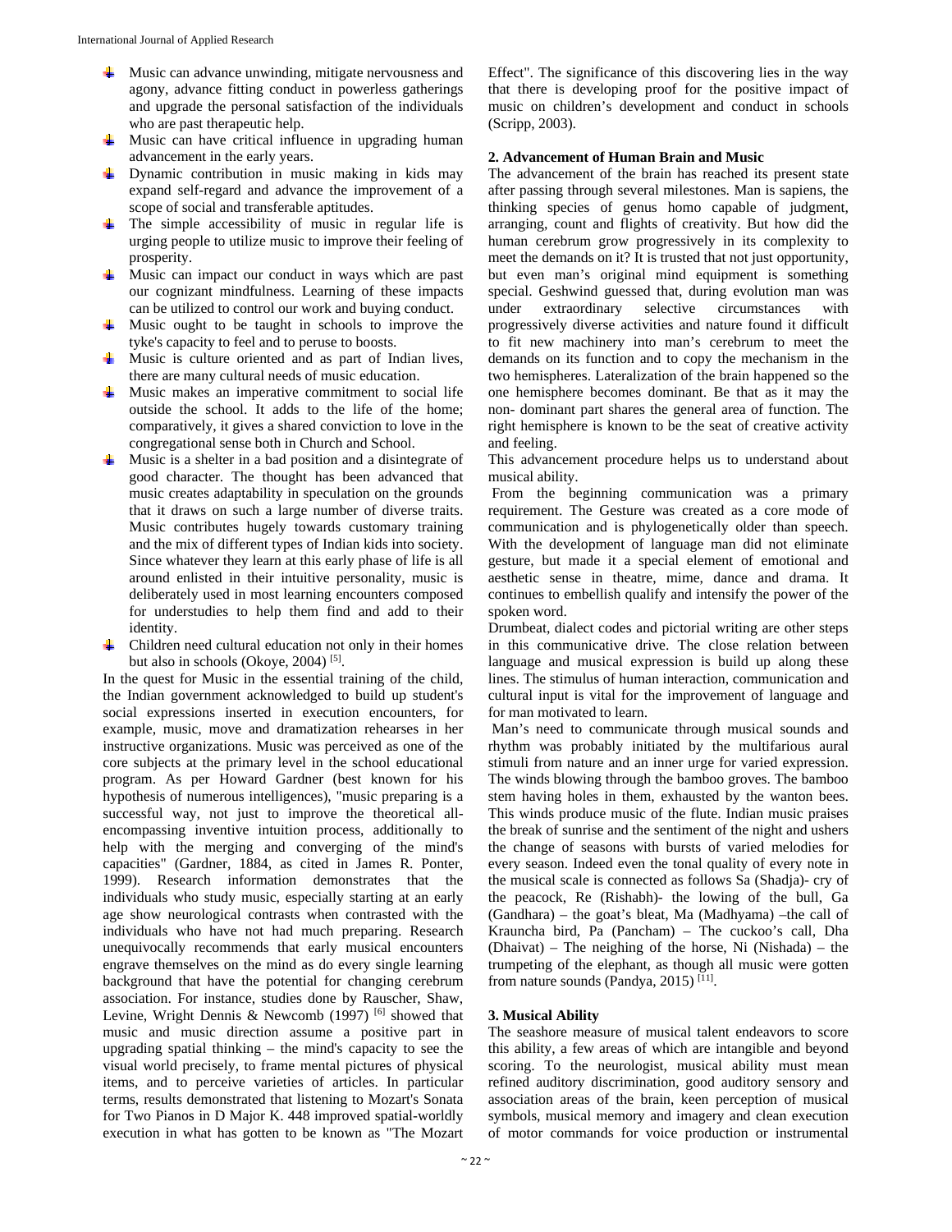- Music can advance unwinding, mitigate nervousness and agony, advance fitting conduct in powerless gatherings and upgrade the personal satisfaction of the individuals who are past therapeutic help.
- Music can have critical influence in upgrading human advancement in the early years.
- Dynamic contribution in music making in kids may expand self-regard and advance the improvement of a scope of social and transferable aptitudes.
- The simple accessibility of music in regular life is urging people to utilize music to improve their feeling of prosperity.
- Music can impact our conduct in ways which are past our cognizant mindfulness. Learning of these impacts can be utilized to control our work and buying conduct.
- Music ought to be taught in schools to improve the tyke's capacity to feel and to peruse to boosts.
- Music is culture oriented and as part of Indian lives, there are many cultural needs of music education.
- Music makes an imperative commitment to social life outside the school. It adds to the life of the home; comparatively, it gives a shared conviction to love in the congregational sense both in Church and School.
- Music is a shelter in a bad position and a disintegrate of good character. The thought has been advanced that music creates adaptability in speculation on the grounds that it draws on such a large number of diverse traits. Music contributes hugely towards customary training and the mix of different types of Indian kids into society. Since whatever they learn at this early phase of life is all around enlisted in their intuitive personality, music is deliberately used in most learning encounters composed for understudies to help them find and add to their identity.
- Children need cultural education not only in their homes but also in schools (Okoye, 2004) [5].

In the quest for Music in the essential training of the child, the Indian government acknowledged to build up student's social expressions inserted in execution encounters, for example, music, move and dramatization rehearses in her instructive organizations. Music was perceived as one of the core subjects at the primary level in the school educational program. As per Howard Gardner (best known for his hypothesis of numerous intelligences), "music preparing is a successful way, not just to improve the theoretical all-encompassing inventive intuition process, additionally to help with the merging and converging of the mind's capacities" (Gardner, 1884, as cited in James R. Ponter, 1999). Research information demonstrates that the individuals who study music, especially starting at an early age show neurological contrasts when contrasted with the individuals who have not had much preparing. Research unequivocally recommends that early musical encounters engrave themselves on the mind as do every single learning background that have the potential for changing cerebrum association. For instance, studies done by Rauscher, Shaw, Levine, Wright Dennis & Newcomb (1997) [6] showed that music and music direction assume a positive part in upgrading spatial thinking – the mind's capacity to see the visual world precisely, to frame mental pictures of physical items, and to perceive varieties of articles. In particular terms, results demonstrated that listening to Mozart's Sonata for Two Pianos in D Major K. 448 improved spatial-worldly execution in what has gotten to be known as "The Mozart Effect". The significance of this discovering lies in the way that there is developing proof for the positive impact of music on children's development and conduct in schools (Scripp, 2003).

**2. Advancement of Human Brain and Music**

The advancement of the brain has reached its present state after passing through several milestones. Man is sapiens, the thinking species of genus homo capable of judgment, arranging, count and flights of creativity. But how did the human cerebrum grow progressively in its complexity to meet the demands on it? It is trusted that not just opportunity, but even man's original mind equipment is something special. Geshwind guessed that, during evolution man was under extraordinary selective circumstances with progressively diverse activities and nature found it difficult to fit new machinery into man's cerebrum to meet the demands on its function and to copy the mechanism in the two hemispheres. Lateralization of the brain happened so the one hemisphere becomes dominant. Be that as it may the non- dominant part shares the general area of function. The right hemisphere is known to be the seat of creative activity and feeling.

This advancement procedure helps us to understand about musical ability.

From the beginning communication was a primary requirement. The Gesture was created as a core mode of communication and is phylogenetically older than speech. With the development of language man did not eliminate gesture, but made it a special element of emotional and aesthetic sense in theatre, mime, dance and drama. It continues to embellish qualify and intensify the power of the spoken word.

Drumbeat, dialect codes and pictorial writing are other steps in this communicative drive. The close relation between language and musical expression is build up along these lines. The stimulus of human interaction, communication and cultural input is vital for the improvement of language and for man motivated to learn.

Man's need to communicate through musical sounds and rhythm was probably initiated by the multifarious aural stimuli from nature and an inner urge for varied expression. The winds blowing through the bamboo groves. The bamboo stem having holes in them, exhausted by the wanton bees. This winds produce music of the flute. Indian music praises the break of sunrise and the sentiment of the night and ushers the change of seasons with bursts of varied melodies for every season. Indeed even the tonal quality of every note in the musical scale is connected as follows Sa (Shadja)- cry of the peacock, Re (Rishabh)- the lowing of the bull, Ga (Gandhara) – the goat's bleat, Ma (Madhyama) –the call of Krauncha bird, Pa (Pancham) – The cuckoo's call, Dha (Dhaivat) – The neighing of the horse, Ni (Nishada) – the trumpeting of the elephant, as though all music were gotten from nature sounds (Pandya, 2015) [11].

**3. Musical Ability**

The seashore measure of musical talent endeavors to score this ability, a few areas of which are intangible and beyond scoring. To the neurologist, musical ability must mean refined auditory discrimination, good auditory sensory and association areas of the brain, keen perception of musical symbols, musical memory and imagery and clean execution of motor commands for voice production or instrumental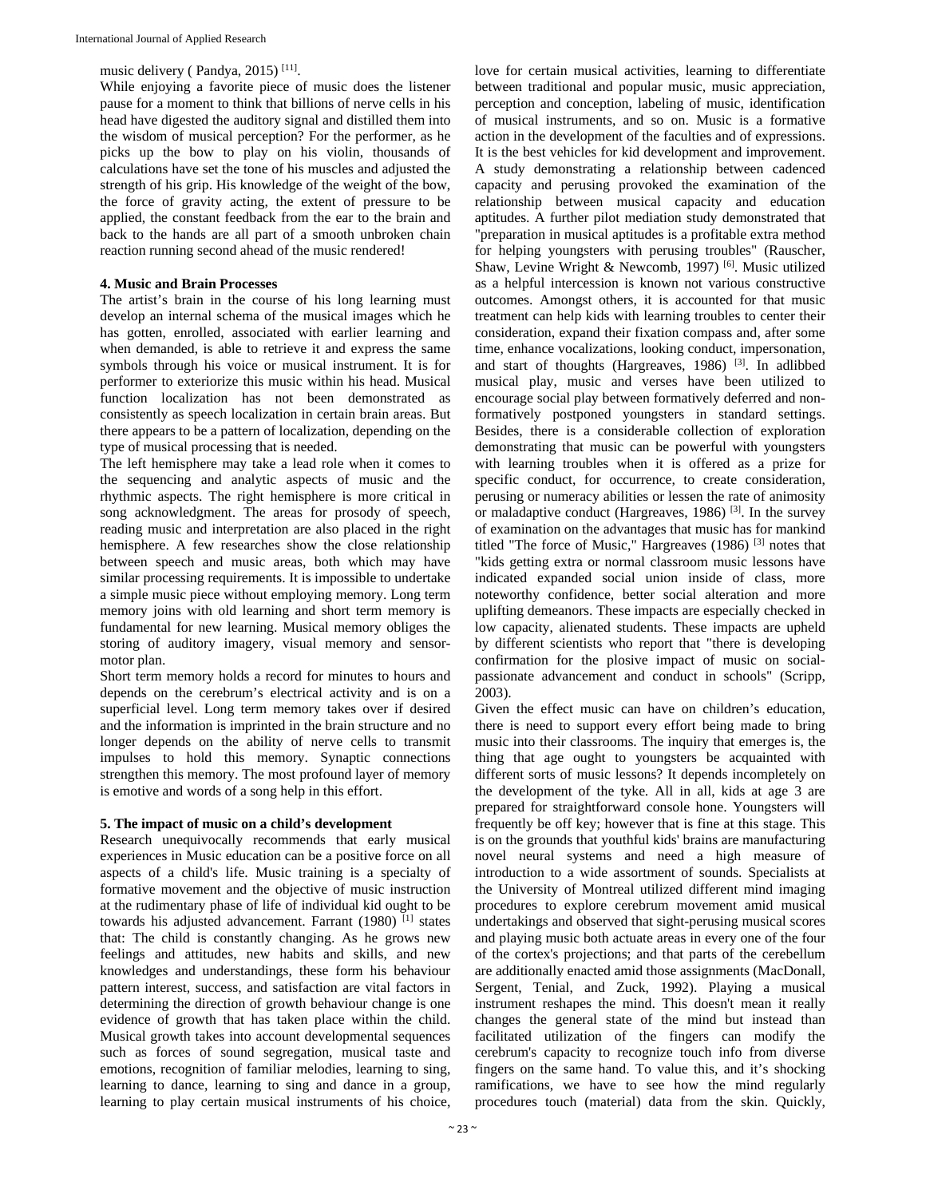music delivery ( Pandya, 2015) [11].

While enjoying a favorite piece of music does the listener pause for a moment to think that billions of nerve cells in his head have digested the auditory signal and distilled them into the wisdom of musical perception? For the performer, as he picks up the bow to play on his violin, thousands of calculations have set the tone of his muscles and adjusted the strength of his grip. His knowledge of the weight of the bow, the force of gravity acting, the extent of pressure to be applied, the constant feedback from the ear to the brain and back to the hands are all part of a smooth unbroken chain reaction running second ahead of the music rendered!

## 4. Music and Brain Processes

The artist's brain in the course of his long learning must develop an internal schema of the musical images which he has gotten, enrolled, associated with earlier learning and when demanded, is able to retrieve it and express the same symbols through his voice or musical instrument. It is for performer to exteriorize this music within his head. Musical function localization has not been demonstrated as consistently as speech localization in certain brain areas. But there appears to be a pattern of localization, depending on the type of musical processing that is needed.

The left hemisphere may take a lead role when it comes to the sequencing and analytic aspects of music and the rhythmic aspects. The right hemisphere is more critical in song acknowledgment. The areas for prosody of speech, reading music and interpretation are also placed in the right hemisphere. A few researches show the close relationship between speech and music areas, both which may have similar processing requirements. It is impossible to undertake a simple music piece without employing memory. Long term memory joins with old learning and short term memory is fundamental for new learning. Musical memory obliges the storing of auditory imagery, visual memory and sensor-motor plan.

Short term memory holds a record for minutes to hours and depends on the cerebrum's electrical activity and is on a superficial level. Long term memory takes over if desired and the information is imprinted in the brain structure and no longer depends on the ability of nerve cells to transmit impulses to hold this memory. Synaptic connections strengthen this memory. The most profound layer of memory is emotive and words of a song help in this effort.

## 5. The impact of music on a child's development

Research unequivocally recommends that early musical experiences in Music education can be a positive force on all aspects of a child's life. Music training is a specialty of formative movement and the objective of music instruction at the rudimentary phase of life of individual kid ought to be towards his adjusted advancement. Farrant (1980) [1] states that: The child is constantly changing. As he grows new feelings and attitudes, new habits and skills, and new knowledges and understandings, these form his behaviour pattern interest, success, and satisfaction are vital factors in determining the direction of growth behaviour change is one evidence of growth that has taken place within the child. Musical growth takes into account developmental sequences such as forces of sound segregation, musical taste and emotions, recognition of familiar melodies, learning to sing, learning to dance, learning to sing and dance in a group, learning to play certain musical instruments of his choice, love for certain musical activities, learning to differentiate between traditional and popular music, music appreciation, perception and conception, labeling of music, identification of musical instruments, and so on. Music is a formative action in the development of the faculties and of expressions. It is the best vehicles for kid development and improvement. A study demonstrating a relationship between cadenced capacity and perusing provoked the examination of the relationship between musical capacity and education aptitudes. A further pilot mediation study demonstrated that "preparation in musical aptitudes is a profitable extra method for helping youngsters with perusing troubles" (Rauscher, Shaw, Levine Wright & Newcomb, 1997) [6]. Music utilized as a helpful intercession is known not various constructive outcomes. Amongst others, it is accounted for that music treatment can help kids with learning troubles to center their consideration, expand their fixation compass and, after some time, enhance vocalizations, looking conduct, impersonation, and start of thoughts (Hargreaves, 1986) [3]. In adlibbed musical play, music and verses have been utilized to encourage social play between formatively deferred and non-formatively postponed youngsters in standard settings. Besides, there is a considerable collection of exploration demonstrating that music can be powerful with youngsters with learning troubles when it is offered as a prize for specific conduct, for occurrence, to create consideration, perusing or numeracy abilities or lessen the rate of animosity or maladaptive conduct (Hargreaves, 1986) [3]. In the survey of examination on the advantages that music has for mankind titled "The force of Music," Hargreaves (1986) [3] notes that "kids getting extra or normal classroom music lessons have indicated expanded social union inside of class, more noteworthy confidence, better social alteration and more uplifting demeanors. These impacts are especially checked in low capacity, alienated students. These impacts are upheld by different scientists who report that "there is developing confirmation for the plosive impact of music on social-passionate advancement and conduct in schools" (Scripp, 2003).

Given the effect music can have on children's education, there is need to support every effort being made to bring music into their classrooms. The inquiry that emerges is, the thing that age ought to youngsters be acquainted with different sorts of music lessons? It depends incompletely on the development of the tyke. All in all, kids at age 3 are prepared for straightforward console hone. Youngsters will frequently be off key; however that is fine at this stage. This is on the grounds that youthful kids' brains are manufacturing novel neural systems and need a high measure of introduction to a wide assortment of sounds. Specialists at the University of Montreal utilized different mind imaging procedures to explore cerebrum movement amid musical undertakings and observed that sight-perusing musical scores and playing music both actuate areas in every one of the four of the cortex's projections; and that parts of the cerebellum are additionally enacted amid those assignments (MacDonall, Sergent, Tenial, and Zuck, 1992). Playing a musical instrument reshapes the mind. This doesn't mean it really changes the general state of the mind but instead than facilitated utilization of the fingers can modify the cerebrum's capacity to recognize touch info from diverse fingers on the same hand. To value this, and it's shocking ramifications, we have to see how the mind regularly procedures touch (material) data from the skin. Quickly,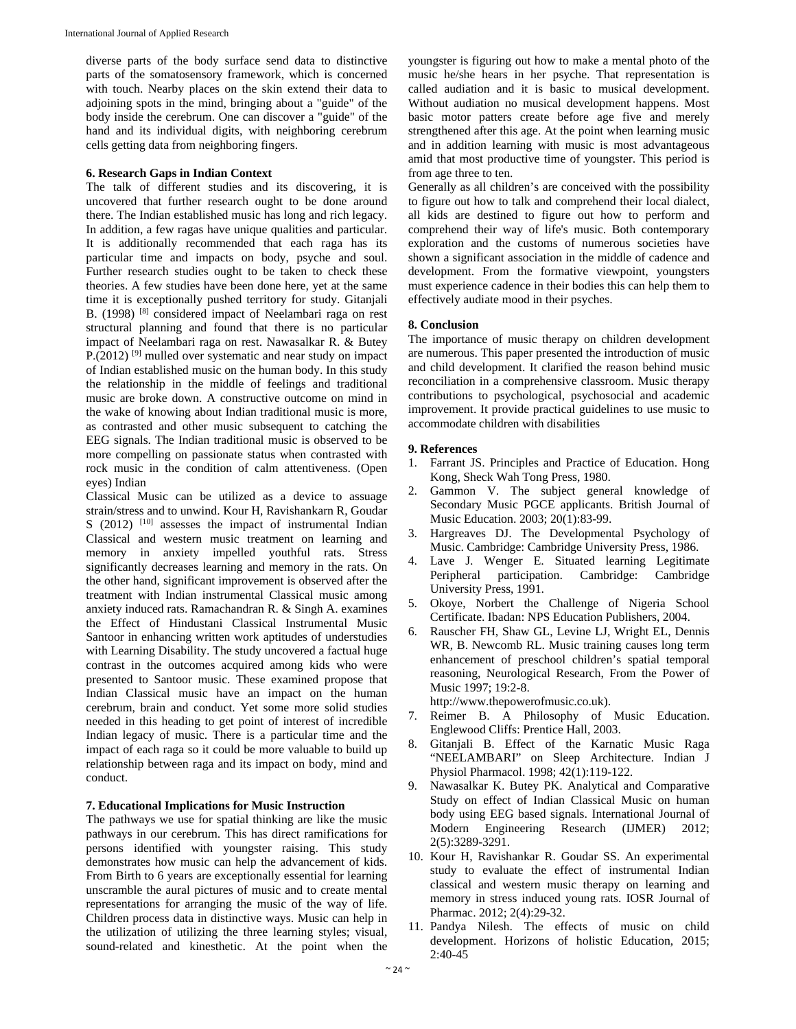diverse parts of the body surface send data to distinctive parts of the somatosensory framework, which is concerned with touch. Nearby places on the skin extend their data to adjoining spots in the mind, bringing about a "guide" of the body inside the cerebrum. One can discover a "guide" of the hand and its individual digits, with neighboring cerebrum cells getting data from neighboring fingers.

## 6. Research Gaps in Indian Context

The talk of different studies and its discovering, it is uncovered that further research ought to be done around there. The Indian established music has long and rich legacy. In addition, a few ragas have unique qualities and particular. It is additionally recommended that each raga has its particular time and impacts on body, psyche and soul. Further research studies ought to be taken to check these theories. A few studies have been done here, yet at the same time it is exceptionally pushed territory for study. Gitanjali B. (1998) [8] considered impact of Neelambari raga on rest structural planning and found that there is no particular impact of Neelambari raga on rest. Nawasalkar R. & Butey P.(2012) [9] mulled over systematic and near study on impact of Indian established music on the human body. In this study the relationship in the middle of feelings and traditional music are broke down. A constructive outcome on mind in the wake of knowing about Indian traditional music is more, as contrasted and other music subsequent to catching the EEG signals. The Indian traditional music is observed to be more compelling on passionate status when contrasted with rock music in the condition of calm attentiveness. (Open eyes) Indian

Classical Music can be utilized as a device to assuage strain/stress and to unwind. Kour H, Ravishankarn R, Goudar S (2012) [10] assesses the impact of instrumental Indian Classical and western music treatment on learning and memory in anxiety impelled youthful rats. Stress significantly decreases learning and memory in the rats. On the other hand, significant improvement is observed after the treatment with Indian instrumental Classical music among anxiety induced rats. Ramachandran R. & Singh A. examines the Effect of Hindustani Classical Instrumental Music Santoor in enhancing written work aptitudes of understudies with Learning Disability. The study uncovered a factual huge contrast in the outcomes acquired among kids who were presented to Santoor music. These examined propose that Indian Classical music have an impact on the human cerebrum, brain and conduct. Yet some more solid studies needed in this heading to get point of interest of incredible Indian legacy of music. There is a particular time and the impact of each raga so it could be more valuable to build up relationship between raga and its impact on body, mind and conduct.

## 7. Educational Implications for Music Instruction

The pathways we use for spatial thinking are like the music pathways in our cerebrum. This has direct ramifications for persons identified with youngster raising. This study demonstrates how music can help the advancement of kids. From Birth to 6 years are exceptionally essential for learning unscramble the aural pictures of music and to create mental representations for arranging the music of the way of life. Children process data in distinctive ways. Music can help in the utilization of utilizing the three learning styles; visual, sound-related and kinesthetic. At the point when the youngster is figuring out how to make a mental photo of the music he/she hears in her psyche. That representation is called audiation and it is basic to musical development. Without audiation no musical development happens. Most basic motor patters create before age five and merely strengthened after this age. At the point when learning music and in addition learning with music is most advantageous amid that most productive time of youngster. This period is from age three to ten.

Generally as all children's are conceived with the possibility to figure out how to talk and comprehend their local dialect, all kids are destined to figure out how to perform and comprehend their way of life's music. Both contemporary exploration and the customs of numerous societies have shown a significant association in the middle of cadence and development. From the formative viewpoint, youngsters must experience cadence in their bodies this can help them to effectively audiate mood in their psyches.

## 8. Conclusion

The importance of music therapy on children development are numerous. This paper presented the introduction of music and child development. It clarified the reason behind music reconciliation in a comprehensive classroom. Music therapy contributions to psychological, psychosocial and academic improvement. It provide practical guidelines to use music to accommodate children with disabilities

## 9. References

1. Farrant JS. Principles and Practice of Education. Hong Kong, Sheck Wah Tong Press, 1980.
2. Gammon V. The subject general knowledge of Secondary Music PGCE applicants. British Journal of Music Education. 2003; 20(1):83-99.
3. Hargreaves DJ. The Developmental Psychology of Music. Cambridge: Cambridge University Press, 1986.
4. Lave J. Wenger E. Situated learning Legitimate Peripheral participation. Cambridge: Cambridge University Press, 1991.
5. Okoye, Norbert the Challenge of Nigeria School Certificate. Ibadan: NPS Education Publishers, 2004.
6. Rauscher FH, Shaw GL, Levine LJ, Wright EL, Dennis WR, B. Newcomb RL. Music training causes long term enhancement of preschool children's spatial temporal reasoning, Neurological Research, From the Power of Music 1997; 19:2-8. http://www.thepowerofmusic.co.uk).
7. Reimer B. A Philosophy of Music Education. Englewood Cliffs: Prentice Hall, 2003.
8. Gitanjali B. Effect of the Karnatic Music Raga "NEELAMBARI" on Sleep Architecture. Indian J Physiol Pharmacol. 1998; 42(1):119-122.
9. Nawasalkar K. Butey PK. Analytical and Comparative Study on effect of Indian Classical Music on human body using EEG based signals. International Journal of Modern Engineering Research (IJMER) 2012; 2(5):3289-3291.
10. Kour H, Ravishankar R. Goudar SS. An experimental study to evaluate the effect of instrumental Indian classical and western music therapy on learning and memory in stress induced young rats. IOSR Journal of Pharmac. 2012; 2(4):29-32.
11. Pandya Nilesh. The effects of music on child development. Horizons of holistic Education, 2015; 2:40-45